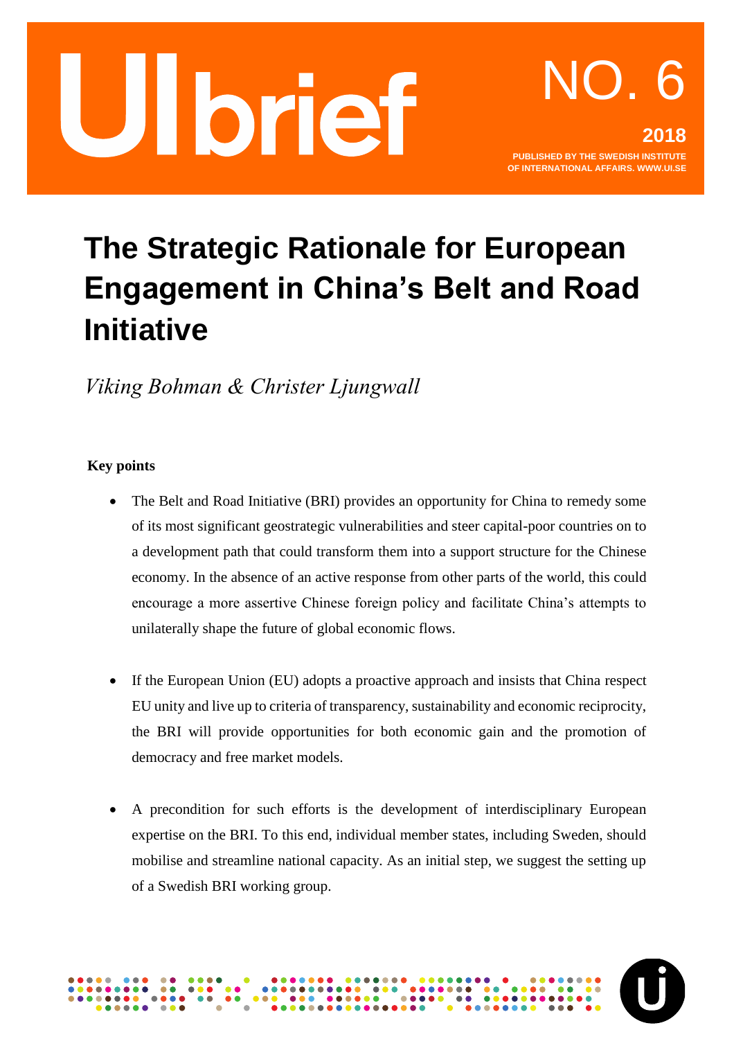UI brief

NO. 6

2018

PUBLISHED BY THE SWEDISH INSTITUTE OF INTERNATIONAL AFFAIRS. WWW.UI.SE

# The Strategic Rationale for European Engagement in China's Belt and Road Initiative

*Viking Bohman & Christer Ljungwall*

**Key points**

- The Belt and Road Initiative (BRI) provides an opportunity for China to remedy some of its most significant geostrategic vulnerabilities and steer capital-poor countries on to a development path that could transform them into a support structure for the Chinese economy. In the absence of an active response from other parts of the world, this could encourage a more assertive Chinese foreign policy and facilitate China's attempts to unilaterally shape the future of global economic flows.

- If the European Union (EU) adopts a proactive approach and insists that China respect EU unity and live up to criteria of transparency, sustainability and economic reciprocity, the BRI will provide opportunities for both economic gain and the promotion of democracy and free market models.

- A precondition for such efforts is the development of interdisciplinary European expertise on the BRI. To this end, individual member states, including Sweden, should mobilise and streamline national capacity. As an initial step, we suggest the setting up of a Swedish BRI working group.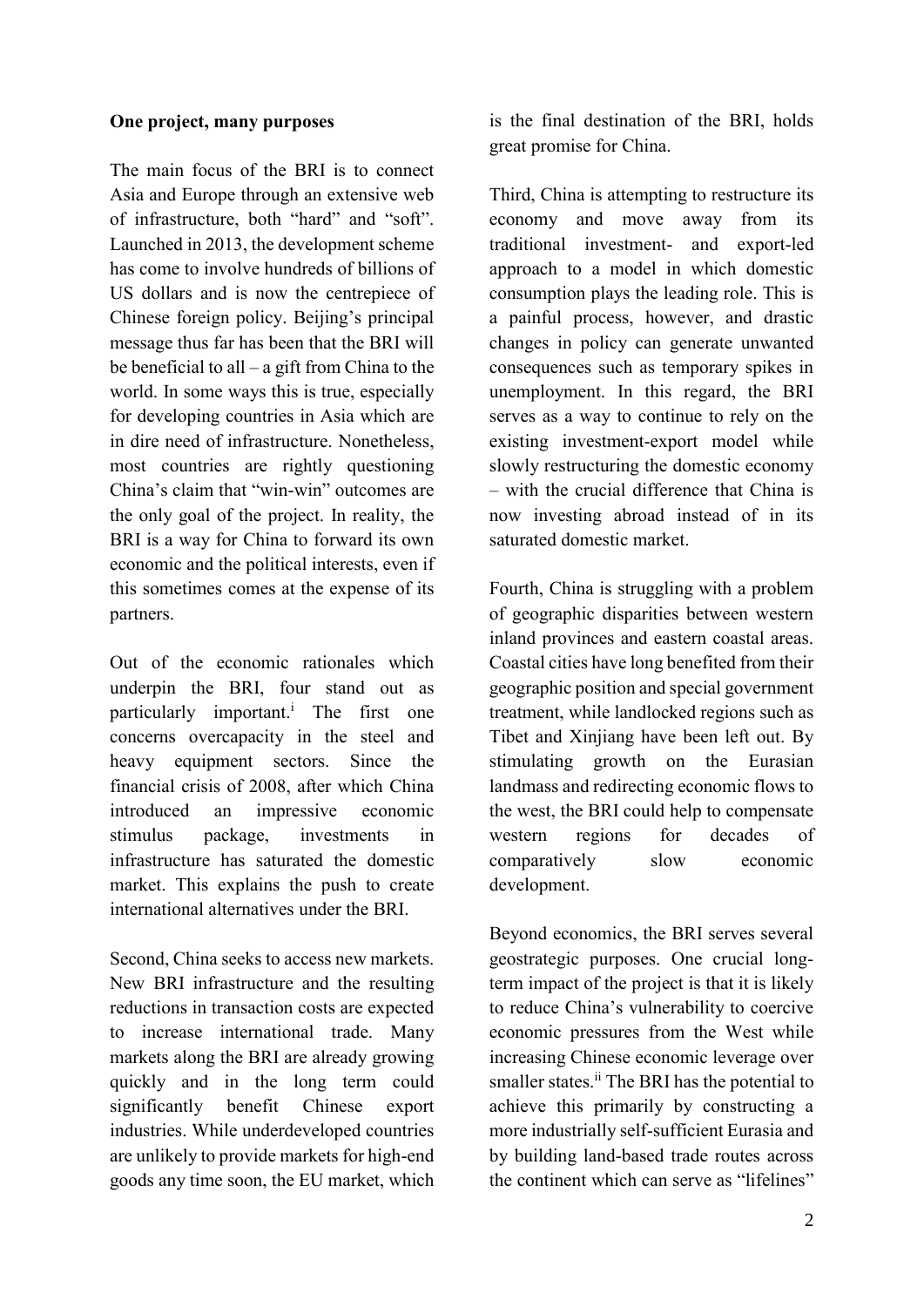**One project, many purposes**

The main focus of the BRI is to connect Asia and Europe through an extensive web of infrastructure, both "hard" and "soft". Launched in 2013, the development scheme has come to involve hundreds of billions of US dollars and is now the centrepiece of Chinese foreign policy. Beijing's principal message thus far has been that the BRI will be beneficial to all – a gift from China to the world. In some ways this is true, especially for developing countries in Asia which are in dire need of infrastructure. Nonetheless, most countries are rightly questioning China's claim that "win-win" outcomes are the only goal of the project. In reality, the BRI is a way for China to forward its own economic and the political interests, even if this sometimes comes at the expense of its partners.

Out of the economic rationales which underpin the BRI, four stand out as particularly important.[i] The first one concerns overcapacity in the steel and heavy equipment sectors. Since the financial crisis of 2008, after which China introduced an impressive economic stimulus package, investments in infrastructure has saturated the domestic market. This explains the push to create international alternatives under the BRI.

Second, China seeks to access new markets. New BRI infrastructure and the resulting reductions in transaction costs are expected to increase international trade. Many markets along the BRI are already growing quickly and in the long term could significantly benefit Chinese export industries. While underdeveloped countries are unlikely to provide markets for high-end goods any time soon, the EU market, which is the final destination of the BRI, holds great promise for China.

Third, China is attempting to restructure its economy and move away from its traditional investment- and export-led approach to a model in which domestic consumption plays the leading role. This is a painful process, however, and drastic changes in policy can generate unwanted consequences such as temporary spikes in unemployment. In this regard, the BRI serves as a way to continue to rely on the existing investment-export model while slowly restructuring the domestic economy – with the crucial difference that China is now investing abroad instead of in its saturated domestic market.

Fourth, China is struggling with a problem of geographic disparities between western inland provinces and eastern coastal areas. Coastal cities have long benefited from their geographic position and special government treatment, while landlocked regions such as Tibet and Xinjiang have been left out. By stimulating growth on the Eurasian landmass and redirecting economic flows to the west, the BRI could help to compensate western regions for decades of comparatively slow economic development.

Beyond economics, the BRI serves several geostrategic purposes. One crucial long-term impact of the project is that it is likely to reduce China's vulnerability to coercive economic pressures from the West while increasing Chinese economic leverage over smaller states.[ii] The BRI has the potential to achieve this primarily by constructing a more industrially self-sufficient Eurasia and by building land-based trade routes across the continent which can serve as "lifelines"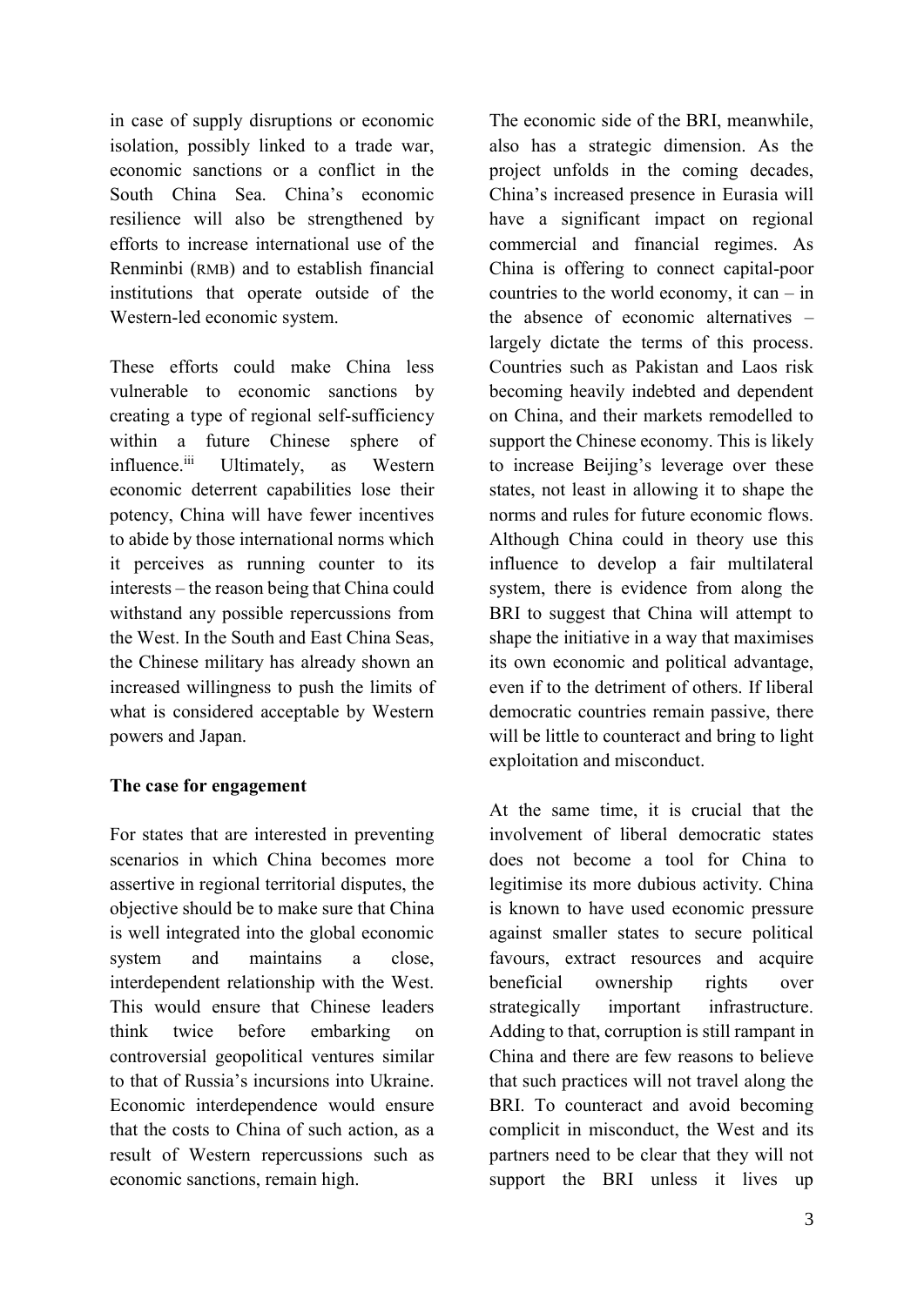in case of supply disruptions or economic isolation, possibly linked to a trade war, economic sanctions or a conflict in the South China Sea. China's economic resilience will also be strengthened by efforts to increase international use of the Renminbi (RMB) and to establish financial institutions that operate outside of the Western-led economic system.

These efforts could make China less vulnerable to economic sanctions by creating a type of regional self-sufficiency within a future Chinese sphere of influence.[iii] Ultimately, as Western economic deterrent capabilities lose their potency, China will have fewer incentives to abide by those international norms which it perceives as running counter to its interests – the reason being that China could withstand any possible repercussions from the West. In the South and East China Seas, the Chinese military has already shown an increased willingness to push the limits of what is considered acceptable by Western powers and Japan.

**The case for engagement**

For states that are interested in preventing scenarios in which China becomes more assertive in regional territorial disputes, the objective should be to make sure that China is well integrated into the global economic system and maintains a close, interdependent relationship with the West. This would ensure that Chinese leaders think twice before embarking on controversial geopolitical ventures similar to that of Russia's incursions into Ukraine. Economic interdependence would ensure that the costs to China of such action, as a result of Western repercussions such as economic sanctions, remain high.

The economic side of the BRI, meanwhile, also has a strategic dimension. As the project unfolds in the coming decades, China's increased presence in Eurasia will have a significant impact on regional commercial and financial regimes. As China is offering to connect capital-poor countries to the world economy, it can – in the absence of economic alternatives – largely dictate the terms of this process. Countries such as Pakistan and Laos risk becoming heavily indebted and dependent on China, and their markets remodelled to support the Chinese economy. This is likely to increase Beijing's leverage over these states, not least in allowing it to shape the norms and rules for future economic flows. Although China could in theory use this influence to develop a fair multilateral system, there is evidence from along the BRI to suggest that China will attempt to shape the initiative in a way that maximises its own economic and political advantage, even if to the detriment of others. If liberal democratic countries remain passive, there will be little to counteract and bring to light exploitation and misconduct.

At the same time, it is crucial that the involvement of liberal democratic states does not become a tool for China to legitimise its more dubious activity. China is known to have used economic pressure against smaller states to secure political favours, extract resources and acquire beneficial ownership rights over strategically important infrastructure. Adding to that, corruption is still rampant in China and there are few reasons to believe that such practices will not travel along the BRI. To counteract and avoid becoming complicit in misconduct, the West and its partners need to be clear that they will not support the BRI unless it lives up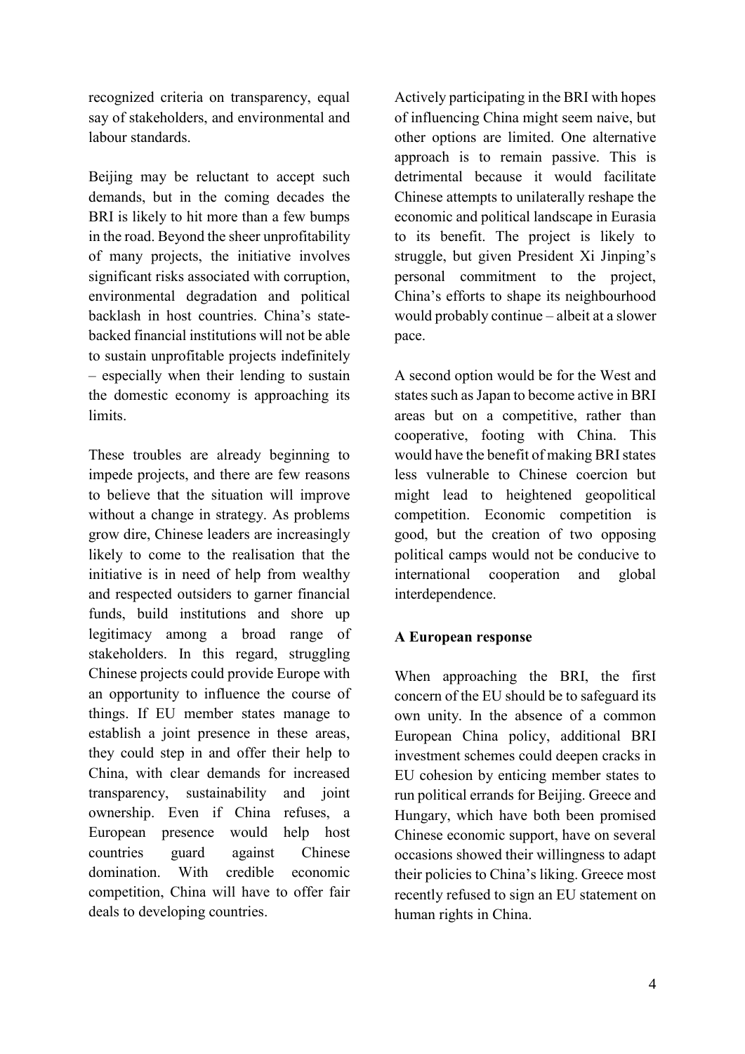recognized criteria on transparency, equal say of stakeholders, and environmental and labour standards.

Beijing may be reluctant to accept such demands, but in the coming decades the BRI is likely to hit more than a few bumps in the road. Beyond the sheer unprofitability of many projects, the initiative involves significant risks associated with corruption, environmental degradation and political backlash in host countries. China's state-backed financial institutions will not be able to sustain unprofitable projects indefinitely – especially when their lending to sustain the domestic economy is approaching its limits.

These troubles are already beginning to impede projects, and there are few reasons to believe that the situation will improve without a change in strategy. As problems grow dire, Chinese leaders are increasingly likely to come to the realisation that the initiative is in need of help from wealthy and respected outsiders to garner financial funds, build institutions and shore up legitimacy among a broad range of stakeholders. In this regard, struggling Chinese projects could provide Europe with an opportunity to influence the course of things. If EU member states manage to establish a joint presence in these areas, they could step in and offer their help to China, with clear demands for increased transparency, sustainability and joint ownership. Even if China refuses, a European presence would help host countries guard against Chinese domination. With credible economic competition, China will have to offer fair deals to developing countries.

Actively participating in the BRI with hopes of influencing China might seem naive, but other options are limited. One alternative approach is to remain passive. This is detrimental because it would facilitate Chinese attempts to unilaterally reshape the economic and political landscape in Eurasia to its benefit. The project is likely to struggle, but given President Xi Jinping's personal commitment to the project, China's efforts to shape its neighbourhood would probably continue – albeit at a slower pace.

A second option would be for the West and states such as Japan to become active in BRI areas but on a competitive, rather than cooperative, footing with China. This would have the benefit of making BRI states less vulnerable to Chinese coercion but might lead to heightened geopolitical competition. Economic competition is good, but the creation of two opposing political camps would not be conducive to international cooperation and global interdependence.

**A European response**

When approaching the BRI, the first concern of the EU should be to safeguard its own unity. In the absence of a common European China policy, additional BRI investment schemes could deepen cracks in EU cohesion by enticing member states to run political errands for Beijing. Greece and Hungary, which have both been promised Chinese economic support, have on several occasions showed their willingness to adapt their policies to China's liking. Greece most recently refused to sign an EU statement on human rights in China.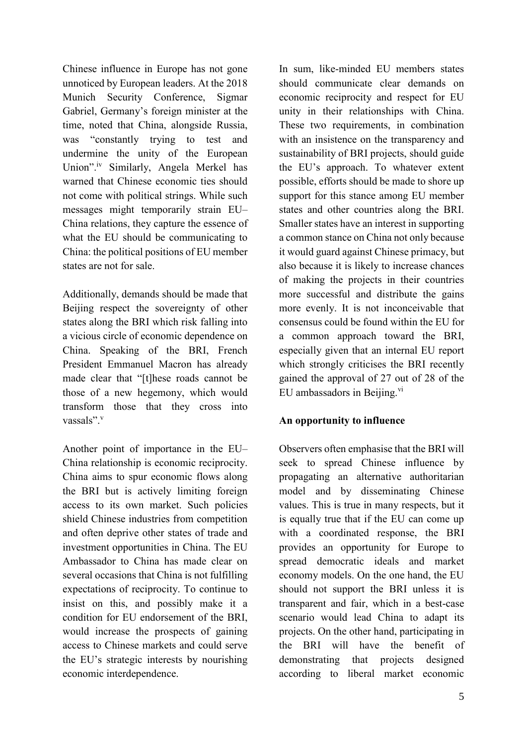Chinese influence in Europe has not gone unnoticed by European leaders. At the 2018 Munich Security Conference, Sigmar Gabriel, Germany's foreign minister at the time, noted that China, alongside Russia, was "constantly trying to test and undermine the unity of the European Union".[iv] Similarly, Angela Merkel has warned that Chinese economic ties should not come with political strings. While such messages might temporarily strain EU–China relations, they capture the essence of what the EU should be communicating to China: the political positions of EU member states are not for sale.

Additionally, demands should be made that Beijing respect the sovereignty of other states along the BRI which risk falling into a vicious circle of economic dependence on China. Speaking of the BRI, French President Emmanuel Macron has already made clear that "[t]hese roads cannot be those of a new hegemony, which would transform those that they cross into vassals".[v]

Another point of importance in the EU–China relationship is economic reciprocity. China aims to spur economic flows along the BRI but is actively limiting foreign access to its own market. Such policies shield Chinese industries from competition and often deprive other states of trade and investment opportunities in China. The EU Ambassador to China has made clear on several occasions that China is not fulfilling expectations of reciprocity. To continue to insist on this, and possibly make it a condition for EU endorsement of the BRI, would increase the prospects of gaining access to Chinese markets and could serve the EU's strategic interests by nourishing economic interdependence.

In sum, like-minded EU members states should communicate clear demands on economic reciprocity and respect for EU unity in their relationships with China. These two requirements, in combination with an insistence on the transparency and sustainability of BRI projects, should guide the EU's approach. To whatever extent possible, efforts should be made to shore up support for this stance among EU member states and other countries along the BRI. Smaller states have an interest in supporting a common stance on China not only because it would guard against Chinese primacy, but also because it is likely to increase chances of making the projects in their countries more successful and distribute the gains more evenly. It is not inconceivable that consensus could be found within the EU for a common approach toward the BRI, especially given that an internal EU report which strongly criticises the BRI recently gained the approval of 27 out of 28 of the EU ambassadors in Beijing.[vi]

**An opportunity to influence**

Observers often emphasise that the BRI will seek to spread Chinese influence by propagating an alternative authoritarian model and by disseminating Chinese values. This is true in many respects, but it is equally true that if the EU can come up with a coordinated response, the BRI provides an opportunity for Europe to spread democratic ideals and market economy models. On the one hand, the EU should not support the BRI unless it is transparent and fair, which in a best-case scenario would lead China to adapt its projects. On the other hand, participating in the BRI will have the benefit of demonstrating that projects designed according to liberal market economic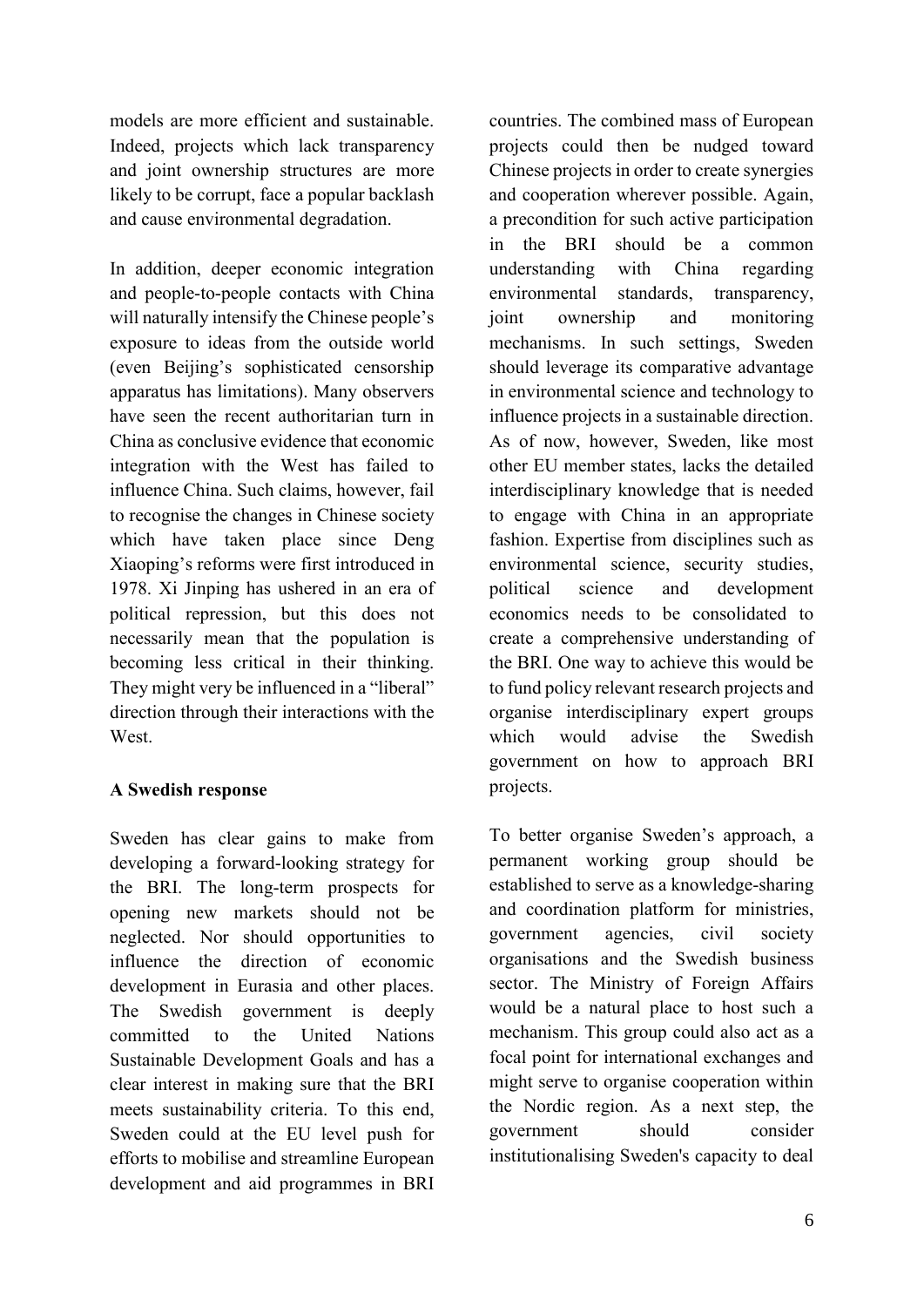models are more efficient and sustainable. Indeed, projects which lack transparency and joint ownership structures are more likely to be corrupt, face a popular backlash and cause environmental degradation.

In addition, deeper economic integration and people-to-people contacts with China will naturally intensify the Chinese people's exposure to ideas from the outside world (even Beijing's sophisticated censorship apparatus has limitations). Many observers have seen the recent authoritarian turn in China as conclusive evidence that economic integration with the West has failed to influence China. Such claims, however, fail to recognise the changes in Chinese society which have taken place since Deng Xiaoping's reforms were first introduced in 1978. Xi Jinping has ushered in an era of political repression, but this does not necessarily mean that the population is becoming less critical in their thinking. They might very be influenced in a "liberal" direction through their interactions with the West.

**A Swedish response**

Sweden has clear gains to make from developing a forward-looking strategy for the BRI. The long-term prospects for opening new markets should not be neglected. Nor should opportunities to influence the direction of economic development in Eurasia and other places. The Swedish government is deeply committed to the United Nations Sustainable Development Goals and has a clear interest in making sure that the BRI meets sustainability criteria. To this end, Sweden could at the EU level push for efforts to mobilise and streamline European development and aid programmes in BRI countries. The combined mass of European projects could then be nudged toward Chinese projects in order to create synergies and cooperation wherever possible. Again, a precondition for such active participation in the BRI should be a common understanding with China regarding environmental standards, transparency, joint ownership and monitoring mechanisms. In such settings, Sweden should leverage its comparative advantage in environmental science and technology to influence projects in a sustainable direction. As of now, however, Sweden, like most other EU member states, lacks the detailed interdisciplinary knowledge that is needed to engage with China in an appropriate fashion. Expertise from disciplines such as environmental science, security studies, political science and development economics needs to be consolidated to create a comprehensive understanding of the BRI. One way to achieve this would be to fund policy relevant research projects and organise interdisciplinary expert groups which would advise the Swedish government on how to approach BRI projects.

To better organise Sweden's approach, a permanent working group should be established to serve as a knowledge-sharing and coordination platform for ministries, government agencies, civil society organisations and the Swedish business sector. The Ministry of Foreign Affairs would be a natural place to host such a mechanism. This group could also act as a focal point for international exchanges and might serve to organise cooperation within the Nordic region. As a next step, the government should consider institutionalising Sweden's capacity to deal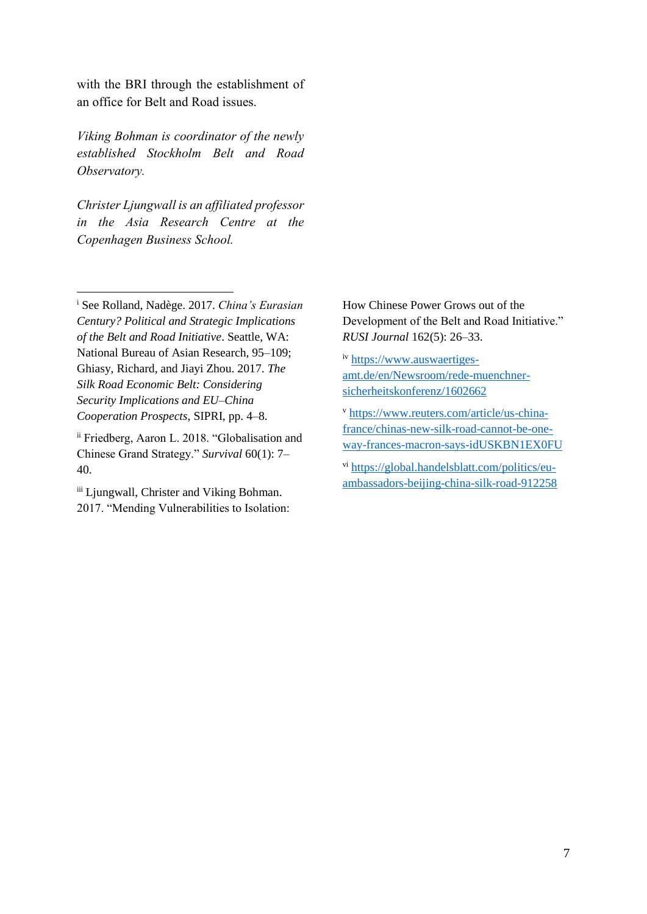with the BRI through the establishment of an office for Belt and Road issues.

*Viking Bohman is coordinator of the newly established Stockholm Belt and Road Observatory.*

*Christer Ljungwall is an affiliated professor in the Asia Research Centre at the Copenhagen Business School.*

---

[i] See Rolland, Nadège. 2017. *China's Eurasian Century? Political and Strategic Implications of the Belt and Road Initiative*. Seattle, WA: National Bureau of Asian Research, 95–109; Ghiasy, Richard, and Jiayi Zhou. 2017. *The Silk Road Economic Belt: Considering Security Implications and EU–China Cooperation Prospects*, SIPRI, pp. 4–8.

[ii] Friedberg, Aaron L. 2018. "Globalisation and Chinese Grand Strategy." *Survival* 60(1): 7–40.

[iii] Ljungwall, Christer and Viking Bohman. 2017. "Mending Vulnerabilities to Isolation: How Chinese Power Grows out of the Development of the Belt and Road Initiative." *RUSI Journal* 162(5): 26–33.

[iv] https://www.auswaertiges-amt.de/en/Newsroom/rede-muenchner-sicherheitskonferenz/1602662

[v] https://www.reuters.com/article/us-china-france/chinas-new-silk-road-cannot-be-one-way-frances-macron-says-idUSKBN1EX0FU

[vi] https://global.handelsblatt.com/politics/eu-ambassadors-beijing-china-silk-road-912258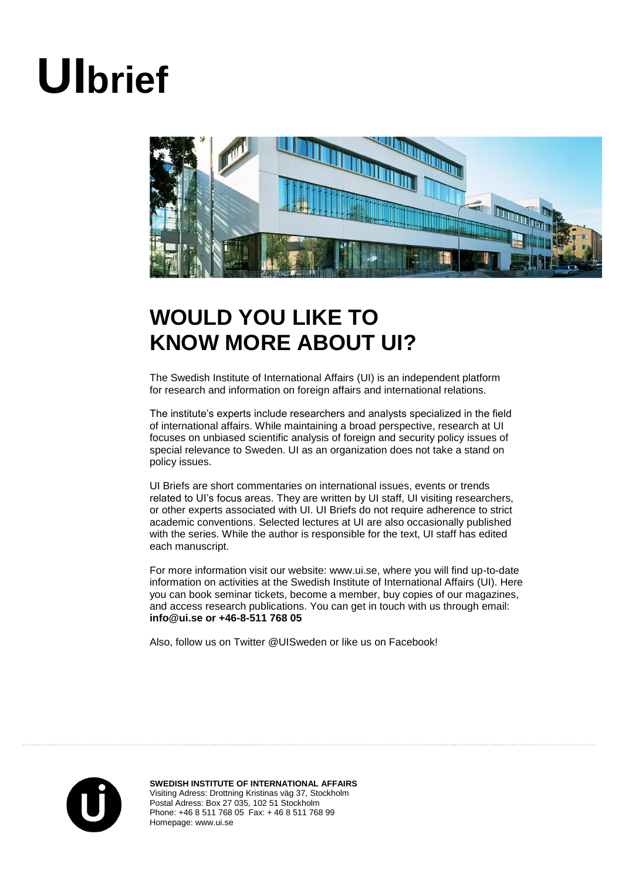# UIbrief

## WOULD YOU LIKE TO KNOW MORE ABOUT UI?

The Swedish Institute of International Affairs (UI) is an independent platform for research and information on foreign affairs and international relations.

The institute's experts include researchers and analysts specialized in the field of international affairs. While maintaining a broad perspective, research at UI focuses on unbiased scientific analysis of foreign and security policy issues of special relevance to Sweden. UI as an organization does not take a stand on policy issues.

UI Briefs are short commentaries on international issues, events or trends related to UI's focus areas. They are written by UI staff, UI visiting researchers, or other experts associated with UI. UI Briefs do not require adherence to strict academic conventions. Selected lectures at UI are also occasionally published with the series. While the author is responsible for the text, UI staff has edited each manuscript.

For more information visit our website: www.ui.se, where you will find up-to-date information on activities at the Swedish Institute of International Affairs (UI). Here you can book seminar tickets, become a member, buy copies of our magazines, and access research publications. You can get in touch with us through email: **info@ui.se or +46-8-511 768 05**

Also, follow us on Twitter @UISweden or like us on Facebook!

**SWEDISH INSTITUTE OF INTERNATIONAL AFFAIRS**
Visiting Adress: Drottning Kristinas väg 37, Stockholm
Postal Adress: Box 27 035, 102 51 Stockholm
Phone: +46 8 511 768 05 Fax: + 46 8 511 768 99
Homepage: www.ui.se